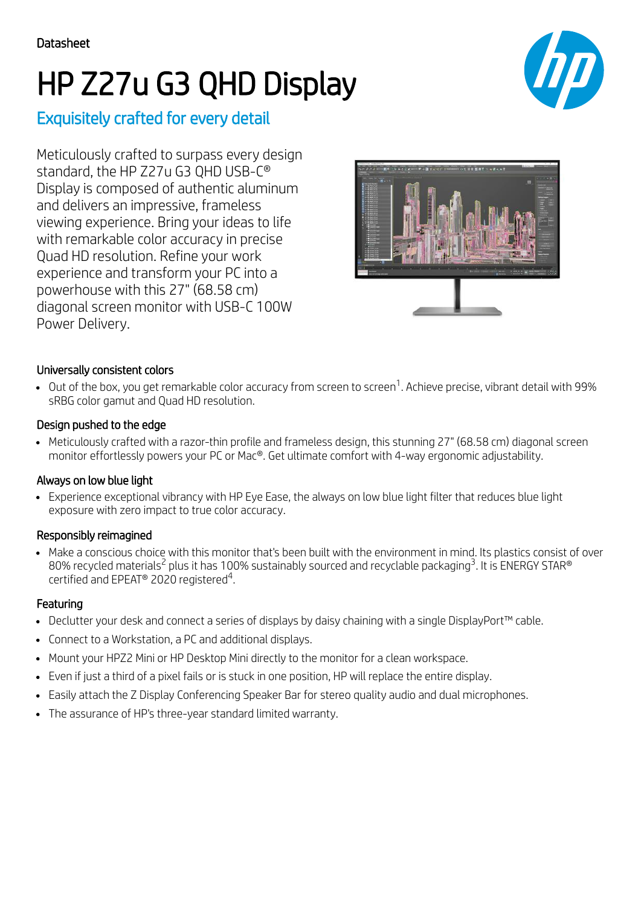Datasheet

# HP Z27u G3 QHD Display

## Exquisitely crafted for every detail

Meticulously crafted to surpass every design standard, the HP Z27u G3 QHD USB-C® Display is composed of authentic aluminum and delivers an impressive, frameless viewing experience. Bring your ideas to life with remarkable color accuracy in precise Quad HD resolution. Refine your work experience and transform your PC into a powerhouse with this 27" (68.58 cm) diagonal screen monitor with USB-C 100W Power Delivery.

### Universally consistent colors

- Out of the box, you get remarkable color accuracy from screen to screen[1]. Achieve precise, vibrant detail with 99% sRBG color gamut and Quad HD resolution.

### Design pushed to the edge

- Meticulously crafted with a razor-thin profile and frameless design, this stunning 27" (68.58 cm) diagonal screen monitor effortlessly powers your PC or Mac®. Get ultimate comfort with 4-way ergonomic adjustability.

### Always on low blue light

- Experience exceptional vibrancy with HP Eye Ease, the always on low blue light filter that reduces blue light exposure with zero impact to true color accuracy.

### Responsibly reimagined

- Make a conscious choice with this monitor that's been built with the environment in mind. Its plastics consist of over 80% recycled materials[2] plus it has 100% sustainably sourced and recyclable packaging[3]. It is ENERGY STAR® certified and EPEAT® 2020 registered[4].

### Featuring

- Declutter your desk and connect a series of displays by daisy chaining with a single DisplayPort™ cable.
- Connect to a Workstation, a PC and additional displays.
- Mount your HPZ2 Mini or HP Desktop Mini directly to the monitor for a clean workspace.
- Even if just a third of a pixel fails or is stuck in one position, HP will replace the entire display.
- Easily attach the Z Display Conferencing Speaker Bar for stereo quality audio and dual microphones.
- The assurance of HP's three-year standard limited warranty.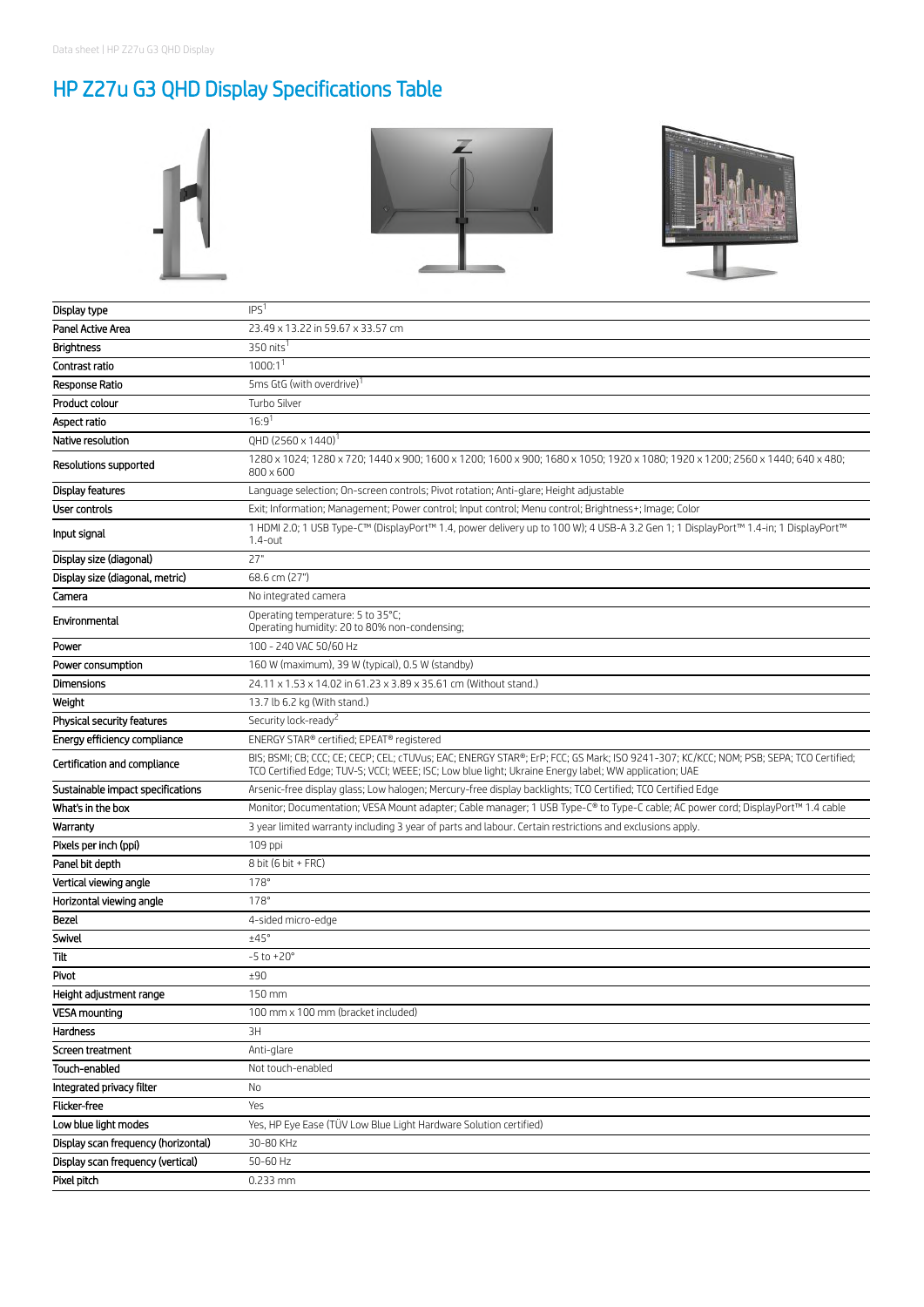# HP Z27u G3 QHD Display Specifications Table

| | |
|---|---|
| Display type | IPS[1] |
| Panel Active Area | 23.49 x 13.22 in 59.67 x 33.57 cm |
| Brightness | 350 nits[1] |
| Contrast ratio | 1000:1[1] |
| Response Ratio | 5ms GtG (with overdrive)[1] |
| Product colour | Turbo Silver |
| Aspect ratio | 16:9[1] |
| Native resolution | QHD (2560 x 1440)[1] |
| Resolutions supported | 1280 x 1024; 1280 x 720; 1440 x 900; 1600 x 1200; 1600 x 900; 1680 x 1050; 1920 x 1080; 1920 x 1200; 2560 x 1440; 640 x 480; 800 x 600 |
| Display features | Language selection; On-screen controls; Pivot rotation; Anti-glare; Height adjustable |
| User controls | Exit; Information; Management; Power control; Input control; Menu control; Brightness+; Image; Color |
| Input signal | 1 HDMI 2.0; 1 USB Type-C™ (DisplayPort™ 1.4, power delivery up to 100 W); 4 USB-A 3.2 Gen 1; 1 DisplayPort™ 1.4-in; 1 DisplayPort™ 1.4-out |
| Display size (diagonal) | 27" |
| Display size (diagonal, metric) | 68.6 cm (27") |
| Camera | No integrated camera |
| Environmental | Operating temperature: 5 to 35°C; Operating humidity: 20 to 80% non-condensing; |
| Power | 100 - 240 VAC 50/60 Hz |
| Power consumption | 160 W (maximum), 39 W (typical), 0.5 W (standby) |
| Dimensions | 24.11 x 1.53 x 14.02 in 61.23 x 3.89 x 35.61 cm (Without stand.) |
| Weight | 13.7 lb 6.2 kg (With stand.) |
| Physical security features | Security lock-ready[2] |
| Energy efficiency compliance | ENERGY STAR® certified; EPEAT® registered |
| Certification and compliance | BIS; BSMI; CB; CCC; CE; CECP; CEL; cTUVus; EAC; ENERGY STAR®; ErP; FCC; GS Mark; ISO 9241-307; KC/KCC; NOM; PSB; SEPA; TCO Certified; TCO Certified Edge; TUV-S; VCCI; WEEE; ISC; Low blue light; Ukraine Energy label; WW application; UAE |
| Sustainable impact specifications | Arsenic-free display glass; Low halogen; Mercury-free display backlights; TCO Certified; TCO Certified Edge |
| What's in the box | Monitor; Documentation; VESA Mount adapter; Cable manager; 1 USB Type-C® to Type-C cable; AC power cord; DisplayPort™ 1.4 cable |
| Warranty | 3 year limited warranty including 3 year of parts and labour. Certain restrictions and exclusions apply. |
| Pixels per inch (ppi) | 109 ppi |
| Panel bit depth | 8 bit (6 bit + FRC) |
| Vertical viewing angle | 178° |
| Horizontal viewing angle | 178° |
| Bezel | 4-sided micro-edge |
| Swivel | ±45° |
| Tilt | -5 to +20° |
| Pivot | ±90 |
| Height adjustment range | 150 mm |
| VESA mounting | 100 mm x 100 mm (bracket included) |
| Hardness | 3H |
| Screen treatment | Anti-glare |
| Touch-enabled | Not touch-enabled |
| Integrated privacy filter | No |
| Flicker-free | Yes |
| Low blue light modes | Yes, HP Eye Ease (TÜV Low Blue Light Hardware Solution certified) |
| Display scan frequency (horizontal) | 30-80 KHz |
| Display scan frequency (vertical) | 50-60 Hz |
| Pixel pitch | 0.233 mm |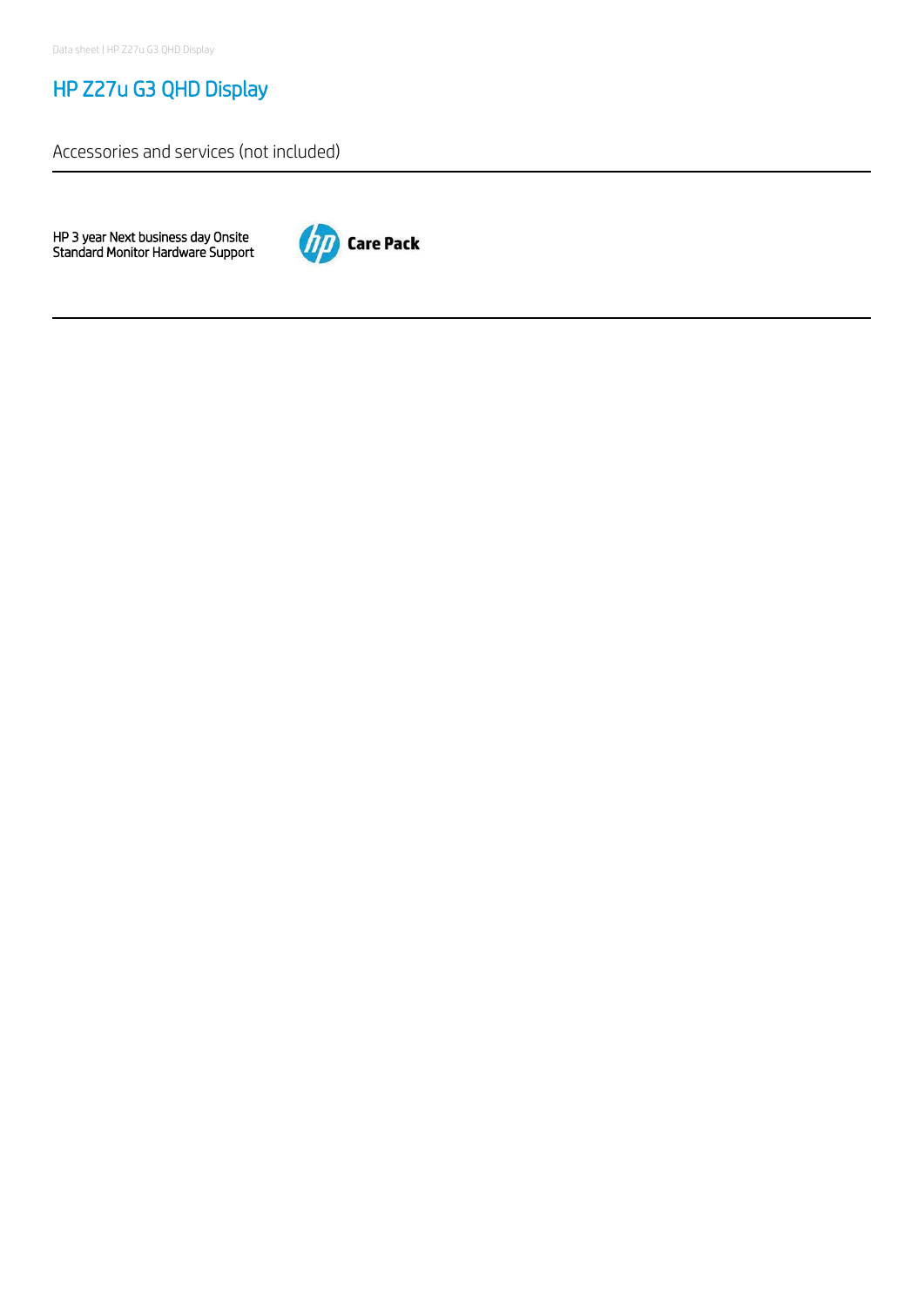# HP Z27u G3 QHD Display

## Accessories and services (not included)

| | |
|---|---|
| HP 3 year Next business day Onsite Standard Monitor Hardware Support | Care Pack |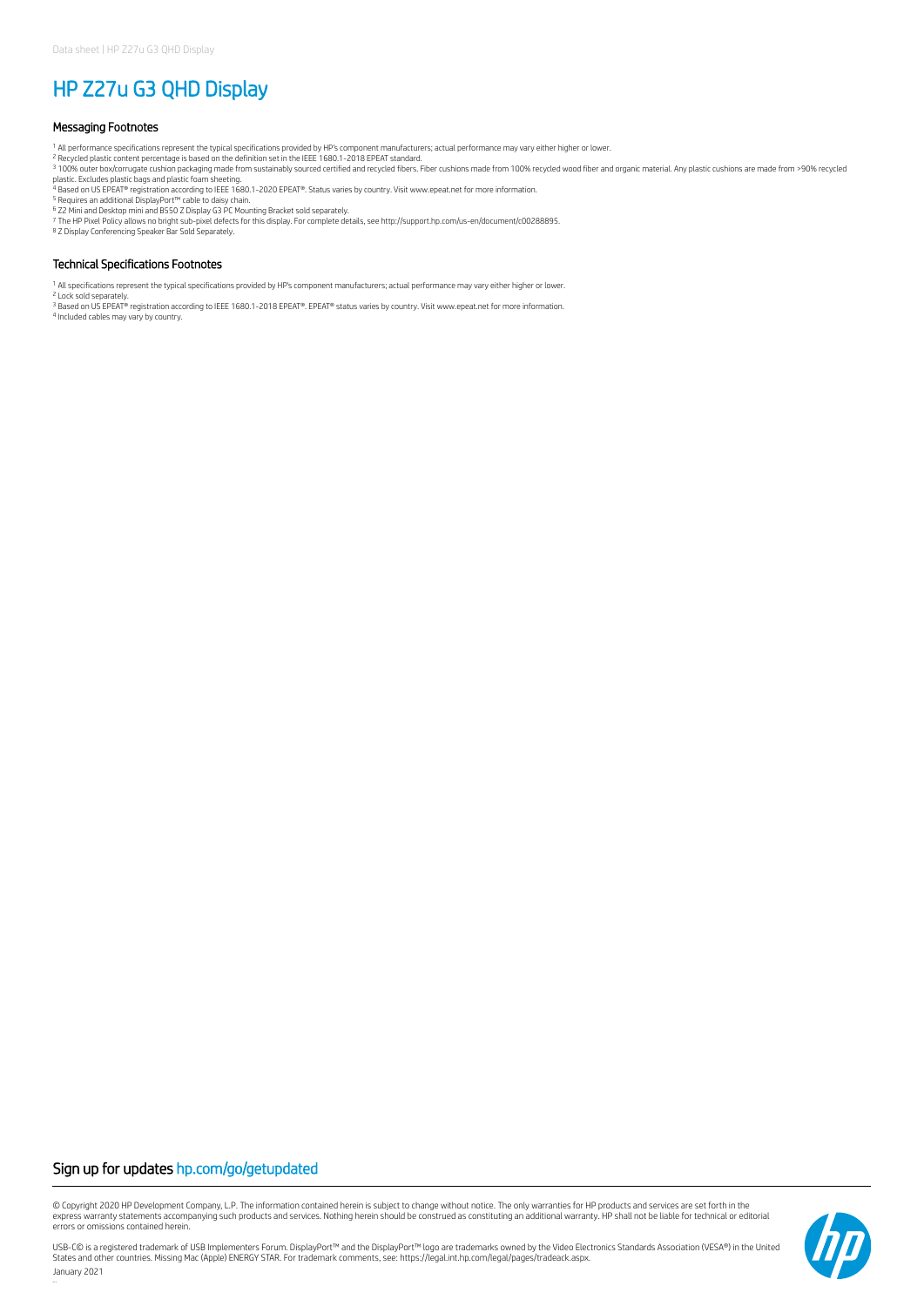# HP Z27u G3 QHD Display

## Messaging Footnotes

[1] All performance specifications represent the typical specifications provided by HP's component manufacturers; actual performance may vary either higher or lower.
[2] Recycled plastic content percentage is based on the definition set in the IEEE 1680.1-2018 EPEAT standard.
[3] 100% outer box/corrugate cushion packaging made from sustainably sourced certified and recycled fibers. Fiber cushions made from 100% recycled wood fiber and organic material. Any plastic cushions are made from >90% recycled plastic. Excludes plastic bags and plastic foam sheeting.
[4] Based on US EPEAT® registration according to IEEE 1680.1-2020 EPEAT®. Status varies by country. Visit www.epeat.net for more information.
[5] Requires an additional DisplayPort™ cable to daisy chain.
[6] Z2 Mini and Desktop mini and B550 Z Display G3 PC Mounting Bracket sold separately.
[7] The HP Pixel Policy allows no bright sub-pixel defects for this display. For complete details, see http://support.hp.com/us-en/document/c00288895.
[8] Z Display Conferencing Speaker Bar Sold Separately.

## Technical Specifications Footnotes

[1] All specifications represent the typical specifications provided by HP's component manufacturers; actual performance may vary either higher or lower.
[2] Lock sold separately.
[3] Based on US EPEAT® registration according to IEEE 1680.1-2018 EPEAT®. EPEAT® status varies by country. Visit www.epeat.net for more information.
[4] Included cables may vary by country.

## Sign up for updates hp.com/go/getupdated

© Copyright 2020 HP Development Company, L.P. The information contained herein is subject to change without notice. The only warranties for HP products and services are set forth in the express warranty statements accompanying such products and services. Nothing herein should be construed as constituting an additional warranty. HP shall not be liable for technical or editorial errors or omissions contained herein.

USB-C© is a registered trademark of USB Implementers Forum. DisplayPort™ and the DisplayPort™ logo are trademarks owned by the Video Electronics Standards Association (VESA®) in the United States and other countries. Missing Mac (Apple) ENERGY STAR. For trademark comments, see: https://legal.int.hp.com/legal/pages/tradeack.aspx.

January 2021